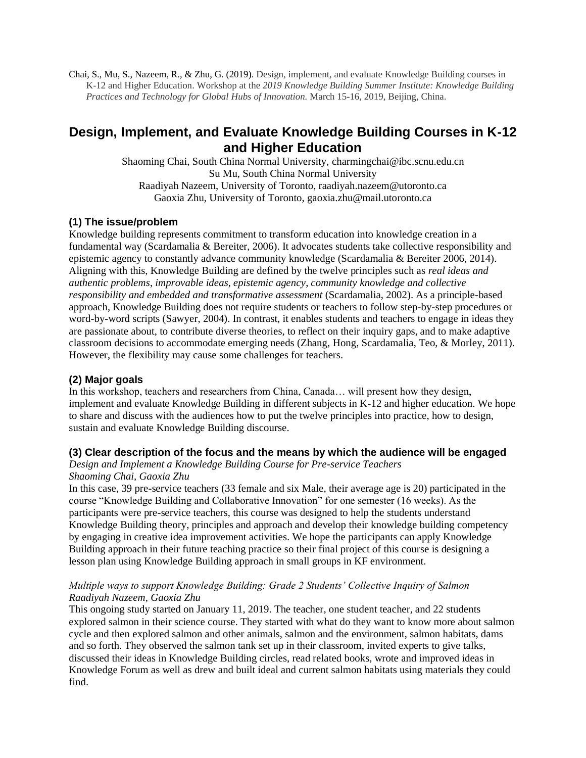Chai, S., Mu, S., Nazeem, R., & Zhu, G. (2019). Design, implement, and evaluate Knowledge Building courses in K-12 and Higher Education. Workshop at the *2019 Knowledge Building Summer Institute: Knowledge Building Practices and Technology for Global Hubs of Innovation.* March 15-16, 2019, Beijing, China.

# Design, Implement, and Evaluate Knowledge Building Courses in K-12 and Higher Education

Shaoming Chai, South China Normal University, charmingchai@ibc.scnu.edu.cn
Su Mu, South China Normal University
Raadiyah Nazeem, University of Toronto, raadiyah.nazeem@utoronto.ca
Gaoxia Zhu, University of Toronto, gaoxia.zhu@mail.utoronto.ca

### (1) The issue/problem

Knowledge building represents commitment to transform education into knowledge creation in a fundamental way (Scardamalia & Bereiter, 2006). It advocates students take collective responsibility and epistemic agency to constantly advance community knowledge (Scardamalia & Bereiter 2006, 2014). Aligning with this, Knowledge Building are defined by the twelve principles such as *real ideas and authentic problems*, *improvable ideas*, *epistemic agency*, *community knowledge and collective responsibility and embedded and transformative assessment* (Scardamalia, 2002). As a principle-based approach, Knowledge Building does not require students or teachers to follow step-by-step procedures or word-by-word scripts (Sawyer, 2004). In contrast, it enables students and teachers to engage in ideas they are passionate about, to contribute diverse theories, to reflect on their inquiry gaps, and to make adaptive classroom decisions to accommodate emerging needs (Zhang, Hong, Scardamalia, Teo, & Morley, 2011). However, the flexibility may cause some challenges for teachers.

### (2) Major goals

In this workshop, teachers and researchers from China, Canada… will present how they design, implement and evaluate Knowledge Building in different subjects in K-12 and higher education. We hope to share and discuss with the audiences how to put the twelve principles into practice, how to design, sustain and evaluate Knowledge Building discourse.

### (3) Clear description of the focus and the means by which the audience will be engaged

*Design and Implement a Knowledge Building Course for Pre-service Teachers*
*Shaoming Chai, Gaoxia Zhu*

In this case, 39 pre-service teachers (33 female and six Male, their average age is 20) participated in the course "Knowledge Building and Collaborative Innovation" for one semester (16 weeks). As the participants were pre-service teachers, this course was designed to help the students understand Knowledge Building theory, principles and approach and develop their knowledge building competency by engaging in creative idea improvement activities. We hope the participants can apply Knowledge Building approach in their future teaching practice so their final project of this course is designing a lesson plan using Knowledge Building approach in small groups in KF environment.

*Multiple ways to support Knowledge Building: Grade 2 Students' Collective Inquiry of Salmon*
*Raadiyah Nazeem, Gaoxia Zhu*

This ongoing study started on January 11, 2019. The teacher, one student teacher, and 22 students explored salmon in their science course. They started with what do they want to know more about salmon cycle and then explored salmon and other animals, salmon and the environment, salmon habitats, dams and so forth. They observed the salmon tank set up in their classroom, invited experts to give talks, discussed their ideas in Knowledge Building circles, read related books, wrote and improved ideas in Knowledge Forum as well as drew and built ideal and current salmon habitats using materials they could find.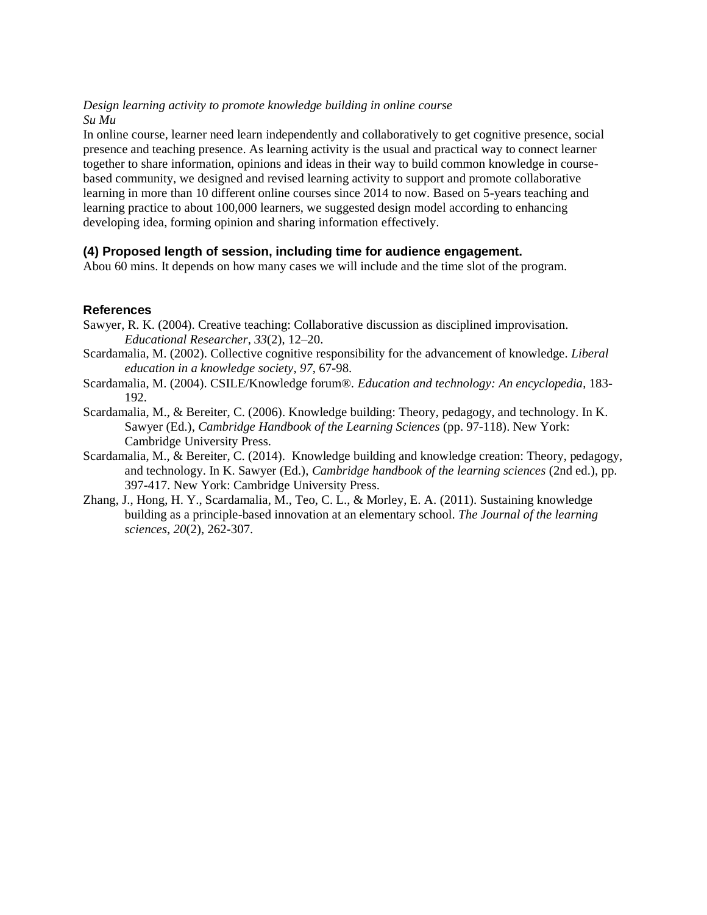*Design learning activity to promote knowledge building in online course*
*Su Mu*

In online course, learner need learn independently and collaboratively to get cognitive presence, social presence and teaching presence. As learning activity is the usual and practical way to connect learner together to share information, opinions and ideas in their way to build common knowledge in course-based community, we designed and revised learning activity to support and promote collaborative learning in more than 10 different online courses since 2014 to now. Based on 5-years teaching and learning practice to about 100,000 learners, we suggested design model according to enhancing developing idea, forming opinion and sharing information effectively.

### (4) Proposed length of session, including time for audience engagement.

Abou 60 mins. It depends on how many cases we will include and the time slot of the program.

### References

Sawyer, R. K. (2004). Creative teaching: Collaborative discussion as disciplined improvisation. *Educational Researcher*, *33*(2), 12–20.

Scardamalia, M. (2002). Collective cognitive responsibility for the advancement of knowledge. *Liberal education in a knowledge society*, *97*, 67-98.

Scardamalia, M. (2004). CSILE/Knowledge forum®. *Education and technology: An encyclopedia*, 183-192.

Scardamalia, M., & Bereiter, C. (2006). Knowledge building: Theory, pedagogy, and technology. In K. Sawyer (Ed.), *Cambridge Handbook of the Learning Sciences* (pp. 97-118). New York: Cambridge University Press.

Scardamalia, M., & Bereiter, C. (2014). Knowledge building and knowledge creation: Theory, pedagogy, and technology. In K. Sawyer (Ed.), *Cambridge handbook of the learning sciences* (2nd ed.), pp. 397-417. New York: Cambridge University Press.

Zhang, J., Hong, H. Y., Scardamalia, M., Teo, C. L., & Morley, E. A. (2011). Sustaining knowledge building as a principle-based innovation at an elementary school. *The Journal of the learning sciences*, *20*(2), 262-307.